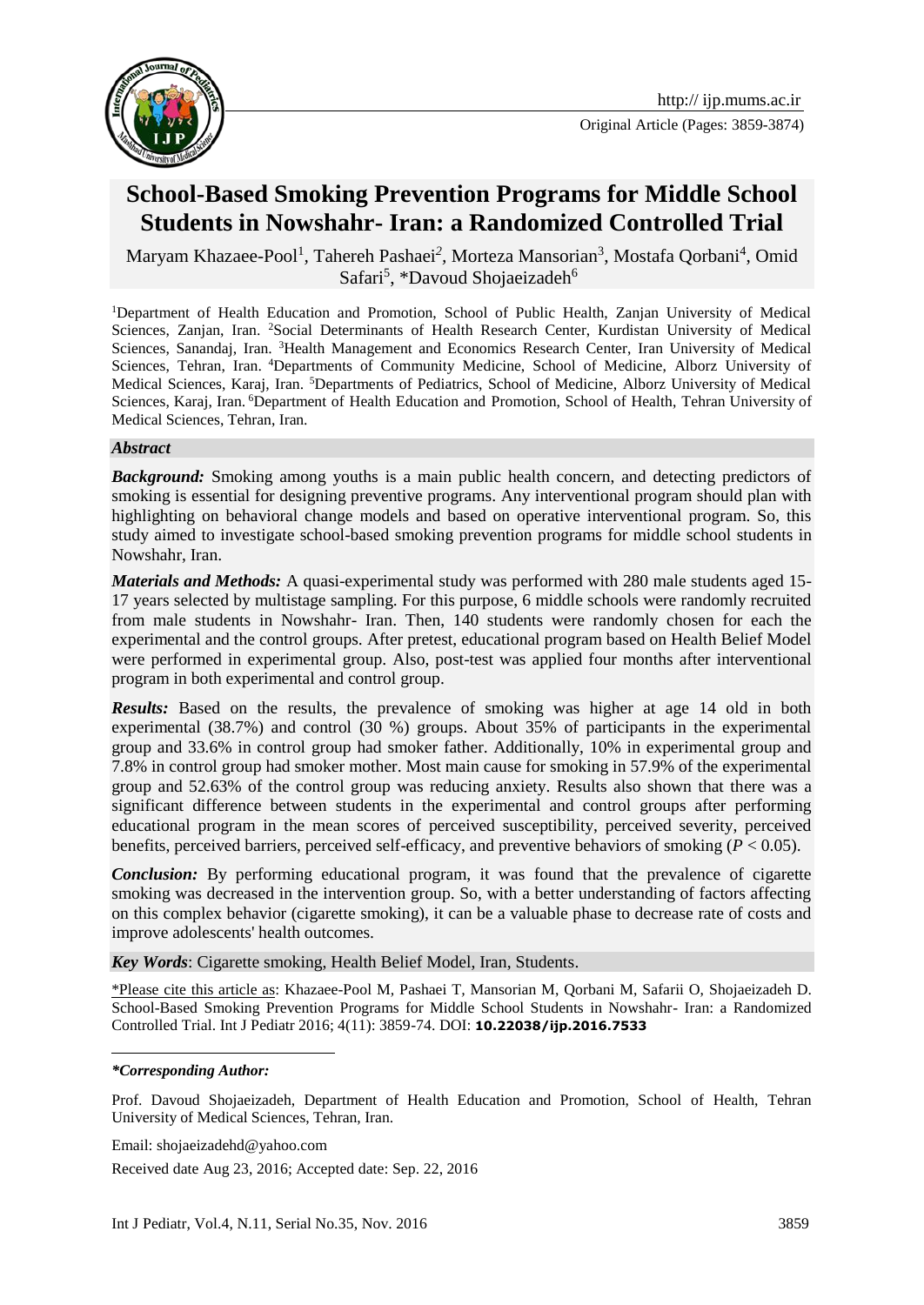Original Article (Pages: 3859-3874)

# School-Based Smoking Prevention Programs for Middle School Students in Nowshahr- Iran: a Randomized Controlled Trial

Maryam Khazaee-Pool[1], Tahereh Pashaei[2], Morteza Mansorian[3], Mostafa Qorbani[4], Omid Safari[5], *Davoud Shojaeizadeh[6]

[1]Department of Health Education and Promotion, School of Public Health, Zanjan University of Medical Sciences, Zanjan, Iran. [2]Social Determinants of Health Research Center, Kurdistan University of Medical Sciences, Sanandaj, Iran. [3]Health Management and Economics Research Center, Iran University of Medical Sciences, Tehran, Iran. [4]Departments of Community Medicine, School of Medicine, Alborz University of Medical Sciences, Karaj, Iran. [5]Departments of Pediatrics, School of Medicine, Alborz University of Medical Sciences, Karaj, Iran. [6]Department of Health Education and Promotion, School of Health, Tehran University of Medical Sciences, Tehran, Iran.

### *Abstract*

***Background:*** Smoking among youths is a main public health concern, and detecting predictors of smoking is essential for designing preventive programs. Any interventional program should plan with highlighting on behavioral change models and based on operative interventional program. So, this study aimed to investigate school-based smoking prevention programs for middle school students in Nowshahr, Iran.

***Materials and Methods:*** A quasi-experimental study was performed with 280 male students aged 15-17 years selected by multistage sampling. For this purpose, 6 middle schools were randomly recruited from male students in Nowshahr- Iran. Then, 140 students were randomly chosen for each the experimental and the control groups. After pretest, educational program based on Health Belief Model were performed in experimental group. Also, post-test was applied four months after interventional program in both experimental and control group.

***Results:*** Based on the results, the prevalence of smoking was higher at age 14 old in both experimental (38.7%) and control (30 %) groups. About 35% of participants in the experimental group and 33.6% in control group had smoker father. Additionally, 10% in experimental group and 7.8% in control group had smoker mother. Most main cause for smoking in 57.9% of the experimental group and 52.63% of the control group was reducing anxiety. Results also shown that there was a significant difference between students in the experimental and control groups after performing educational program in the mean scores of perceived susceptibility, perceived severity, perceived benefits, perceived barriers, perceived self-efficacy, and preventive behaviors of smoking ($P < 0.05$).

***Conclusion:*** By performing educational program, it was found that the prevalence of cigarette smoking was decreased in the intervention group. So, with a better understanding of factors affecting on this complex behavior (cigarette smoking), it can be a valuable phase to decrease rate of costs and improve adolescents' health outcomes.

***Key Words***: Cigarette smoking, Health Belief Model, Iran, Students.

\*Please cite this article as: Khazaee-Pool M, Pashaei T, Mansorian M, Qorbani M, Safarii O, Shojaeizadeh D. School-Based Smoking Prevention Programs for Middle School Students in Nowshahr- Iran: a Randomized Controlled Trial. Int J Pediatr 2016; 4(11): 3859-74. DOI: **10.22038/ijp.2016.7533**

***\*Corresponding Author:***

Prof. Davoud Shojaeizadeh, Department of Health Education and Promotion, School of Health, Tehran University of Medical Sciences, Tehran, Iran.

Email: shojaeizadehd@yahoo.com

Received date Aug 23, 2016; Accepted date: Sep. 22, 2016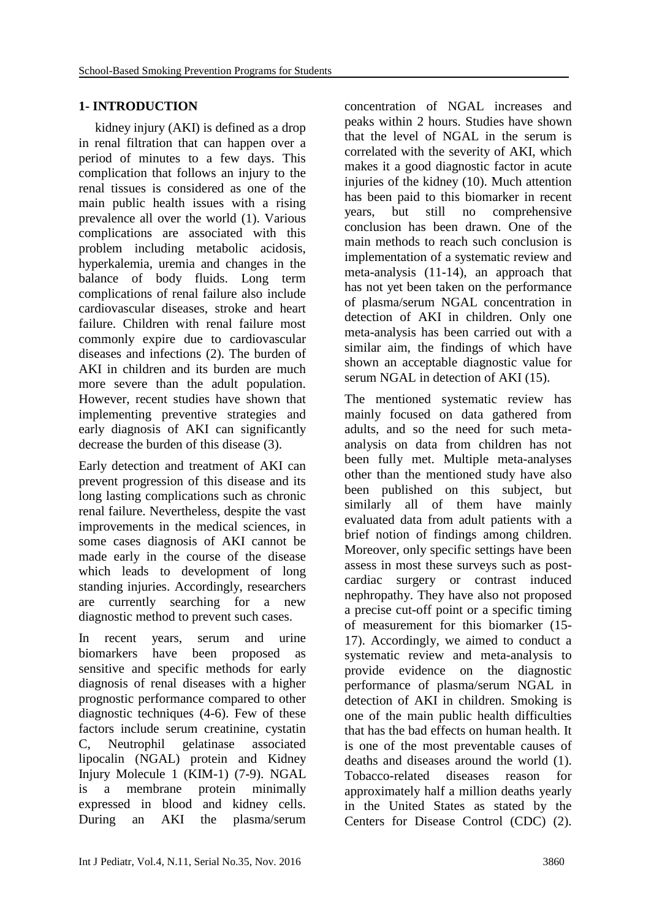## 1- INTRODUCTION

kidney injury (AKI) is defined as a drop in renal filtration that can happen over a period of minutes to a few days. This complication that follows an injury to the renal tissues is considered as one of the main public health issues with a rising prevalence all over the world (1). Various complications are associated with this problem including metabolic acidosis, hyperkalemia, uremia and changes in the balance of body fluids. Long term complications of renal failure also include cardiovascular diseases, stroke and heart failure. Children with renal failure most commonly expire due to cardiovascular diseases and infections (2). The burden of AKI in children and its burden are much more severe than the adult population. However, recent studies have shown that implementing preventive strategies and early diagnosis of AKI can significantly decrease the burden of this disease (3).

Early detection and treatment of AKI can prevent progression of this disease and its long lasting complications such as chronic renal failure. Nevertheless, despite the vast improvements in the medical sciences, in some cases diagnosis of AKI cannot be made early in the course of the disease which leads to development of long standing injuries. Accordingly, researchers are currently searching for a new diagnostic method to prevent such cases.

In recent years, serum and urine biomarkers have been proposed as sensitive and specific methods for early diagnosis of renal diseases with a higher prognostic performance compared to other diagnostic techniques (4-6). Few of these factors include serum creatinine, cystatin C, Neutrophil gelatinase associated lipocalin (NGAL) protein and Kidney Injury Molecule 1 (KIM-1) (7-9). NGAL is a membrane protein minimally expressed in blood and kidney cells. During an AKI the plasma/serum concentration of NGAL increases and peaks within 2 hours. Studies have shown that the level of NGAL in the serum is correlated with the severity of AKI, which makes it a good diagnostic factor in acute injuries of the kidney (10). Much attention has been paid to this biomarker in recent years, but still no comprehensive conclusion has been drawn. One of the main methods to reach such conclusion is implementation of a systematic review and meta-analysis (11-14), an approach that has not yet been taken on the performance of plasma/serum NGAL concentration in detection of AKI in children. Only one meta-analysis has been carried out with a similar aim, the findings of which have shown an acceptable diagnostic value for serum NGAL in detection of AKI (15).

The mentioned systematic review has mainly focused on data gathered from adults, and so the need for such meta-analysis on data from children has not been fully met. Multiple meta-analyses other than the mentioned study have also been published on this subject, but similarly all of them have mainly evaluated data from adult patients with a brief notion of findings among children. Moreover, only specific settings have been assess in most these surveys such as post-cardiac surgery or contrast induced nephropathy. They have also not proposed a precise cut-off point or a specific timing of measurement for this biomarker (15-17). Accordingly, we aimed to conduct a systematic review and meta-analysis to provide evidence on the diagnostic performance of plasma/serum NGAL in detection of AKI in children. Smoking is one of the main public health difficulties that has the bad effects on human health. It is one of the most preventable causes of deaths and diseases around the world (1). Tobacco-related diseases reason for approximately half a million deaths yearly in the United States as stated by the Centers for Disease Control (CDC) (2).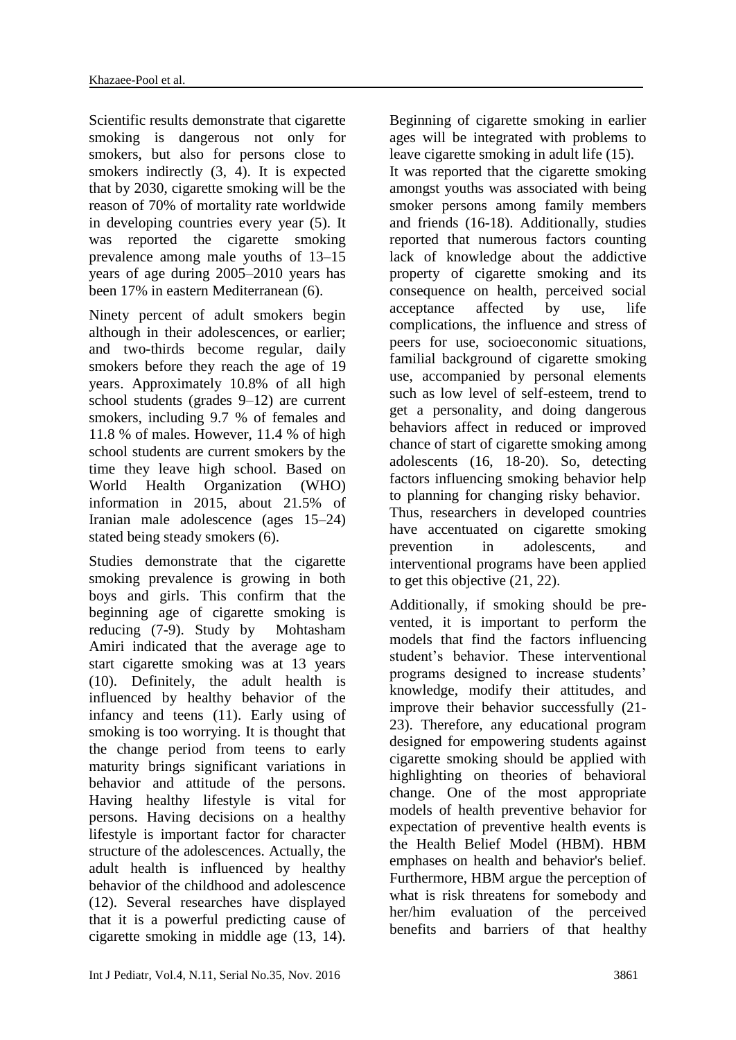Scientific results demonstrate that cigarette smoking is dangerous not only for smokers, but also for persons close to smokers indirectly (3, 4). It is expected that by 2030, cigarette smoking will be the reason of 70% of mortality rate worldwide in developing countries every year (5). It was reported the cigarette smoking prevalence among male youths of 13–15 years of age during 2005–2010 years has been 17% in eastern Mediterranean (6).

Ninety percent of adult smokers begin although in their adolescences, or earlier; and two-thirds become regular, daily smokers before they reach the age of 19 years. Approximately 10.8% of all high school students (grades 9–12) are current smokers, including 9.7 % of females and 11.8 % of males. However, 11.4 % of high school students are current smokers by the time they leave high school. Based on World Health Organization (WHO) information in 2015, about 21.5% of Iranian male adolescence (ages 15–24) stated being steady smokers (6).

Studies demonstrate that the cigarette smoking prevalence is growing in both boys and girls. This confirm that the beginning age of cigarette smoking is reducing (7-9). Study by Mohtasham Amiri indicated that the average age to start cigarette smoking was at 13 years (10). Definitely, the adult health is influenced by healthy behavior of the infancy and teens (11). Early using of smoking is too worrying. It is thought that the change period from teens to early maturity brings significant variations in behavior and attitude of the persons. Having healthy lifestyle is vital for persons. Having decisions on a healthy lifestyle is important factor for character structure of the adolescences. Actually, the adult health is influenced by healthy behavior of the childhood and adolescence (12). Several researches have displayed that it is a powerful predicting cause of cigarette smoking in middle age (13, 14). Beginning of cigarette smoking in earlier ages will be integrated with problems to leave cigarette smoking in adult life (15).

It was reported that the cigarette smoking amongst youths was associated with being smoker persons among family members and friends (16-18). Additionally, studies reported that numerous factors counting lack of knowledge about the addictive property of cigarette smoking and its consequence on health, perceived social acceptance affected by use, life complications, the influence and stress of peers for use, socioeconomic situations, familial background of cigarette smoking use, accompanied by personal elements such as low level of self-esteem, trend to get a personality, and doing dangerous behaviors affect in reduced or improved chance of start of cigarette smoking among adolescents (16, 18-20). So, detecting factors influencing smoking behavior help to planning for changing risky behavior. Thus, researchers in developed countries have accentuated on cigarette smoking prevention in adolescents, and interventional programs have been applied to get this objective (21, 22).

Additionally, if smoking should be prevented, it is important to perform the models that find the factors influencing student's behavior. These interventional programs designed to increase students' knowledge, modify their attitudes, and improve their behavior successfully (21-23). Therefore, any educational program designed for empowering students against cigarette smoking should be applied with highlighting on theories of behavioral change. One of the most appropriate models of health preventive behavior for expectation of preventive health events is the Health Belief Model (HBM). HBM emphases on health and behavior's belief. Furthermore, HBM argue the perception of what is risk threatens for somebody and her/him evaluation of the perceived benefits and barriers of that healthy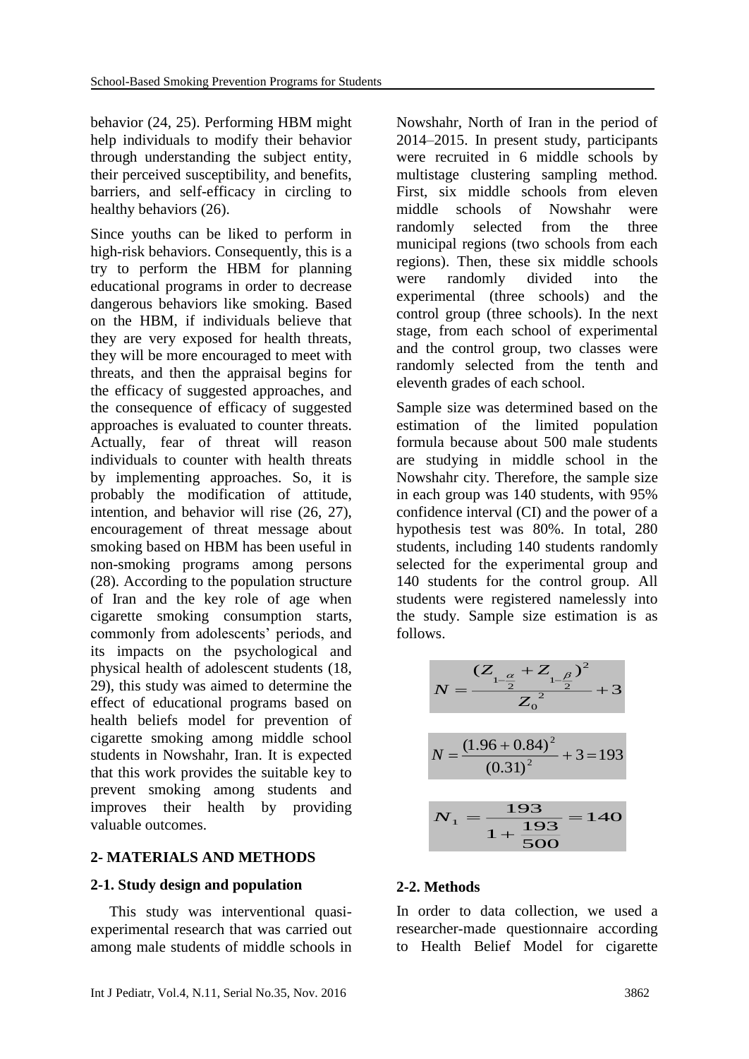behavior (24, 25). Performing HBM might help individuals to modify their behavior through understanding the subject entity, their perceived susceptibility, and benefits, barriers, and self-efficacy in circling to healthy behaviors (26).

Since youths can be liked to perform in high-risk behaviors. Consequently, this is a try to perform the HBM for planning educational programs in order to decrease dangerous behaviors like smoking. Based on the HBM, if individuals believe that they are very exposed for health threats, they will be more encouraged to meet with threats, and then the appraisal begins for the efficacy of suggested approaches, and the consequence of efficacy of suggested approaches is evaluated to counter threats. Actually, fear of threat will reason individuals to counter with health threats by implementing approaches. So, it is probably the modification of attitude, intention, and behavior will rise (26, 27), encouragement of threat message about smoking based on HBM has been useful in non-smoking programs among persons (28). According to the population structure of Iran and the key role of age when cigarette smoking consumption starts, commonly from adolescents' periods, and its impacts on the psychological and physical health of adolescent students (18, 29), this study was aimed to determine the effect of educational programs based on health beliefs model for prevention of cigarette smoking among middle school students in Nowshahr, Iran. It is expected that this work provides the suitable key to prevent smoking among students and improves their health by providing valuable outcomes.

## 2- MATERIALS AND METHODS

### 2-1. Study design and population

This study was interventional quasi-experimental research that was carried out among male students of middle schools in Nowshahr, North of Iran in the period of 2014–2015. In present study, participants were recruited in 6 middle schools by multistage clustering sampling method. First, six middle schools from eleven middle schools of Nowshahr were randomly selected from the three municipal regions (two schools from each regions). Then, these six middle schools were randomly divided into the experimental (three schools) and the control group (three schools). In the next stage, from each school of experimental and the control group, two classes were randomly selected from the tenth and eleventh grades of each school.

Sample size was determined based on the estimation of the limited population formula because about 500 male students are studying in middle school in the Nowshahr city. Therefore, the sample size in each group was 140 students, with 95% confidence interval (CI) and the power of a hypothesis test was 80%. In total, 280 students, including 140 students randomly selected for the experimental group and 140 students for the control group. All students were registered namelessly into the study. Sample size estimation is as follows.

$$N = \frac{(Z_{1-\frac{\alpha}{2}} + Z_{1-\frac{\beta}{2}})^2}{Z_0^{\ 2}} + 3$$

$$N = \frac{(1.96 + 0.84)^2}{(0.31)^2} + 3 = 193$$

$$N_1 = \frac{193}{1 + \frac{193}{500}} = 140$$

### 2-2. Methods

In order to data collection, we used a researcher-made questionnaire according to Health Belief Model for cigarette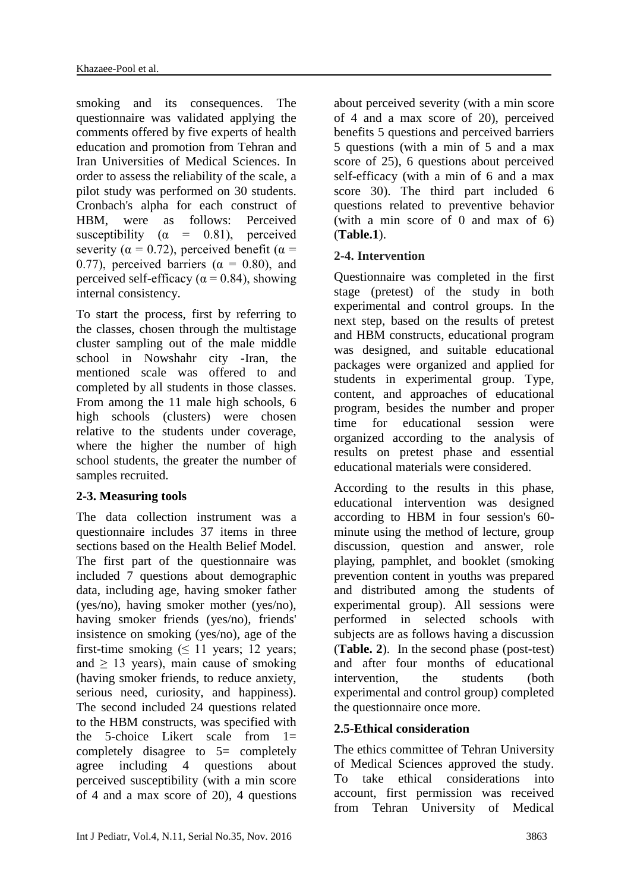smoking and its consequences. The questionnaire was validated applying the comments offered by five experts of health education and promotion from Tehran and Iran Universities of Medical Sciences. In order to assess the reliability of the scale, a pilot study was performed on 30 students. Cronbach's alpha for each construct of HBM, were as follows: Perceived susceptibility ($\alpha$ = 0.81), perceived severity ($\alpha$ = 0.72), perceived benefit ($\alpha$ = 0.77), perceived barriers ($\alpha$ = 0.80), and perceived self-efficacy ($\alpha$ = 0.84), showing internal consistency.

To start the process, first by referring to the classes, chosen through the multistage cluster sampling out of the male middle school in Nowshahr city -Iran, the mentioned scale was offered to and completed by all students in those classes. From among the 11 male high schools, 6 high schools (clusters) were chosen relative to the students under coverage, where the higher the number of high school students, the greater the number of samples recruited.

### 2-3. Measuring tools

The data collection instrument was a questionnaire includes 37 items in three sections based on the Health Belief Model. The first part of the questionnaire was included 7 questions about demographic data, including age, having smoker father (yes/no), having smoker mother (yes/no), having smoker friends (yes/no), friends' insistence on smoking (yes/no), age of the first-time smoking ($\leq$ 11 years; 12 years; and $\geq$ 13 years), main cause of smoking (having smoker friends, to reduce anxiety, serious need, curiosity, and happiness). The second included 24 questions related to the HBM constructs, was specified with the 5-choice Likert scale from 1= completely disagree to 5= completely agree including 4 questions about perceived susceptibility (with a min score of 4 and a max score of 20), 4 questions about perceived severity (with a min score of 4 and a max score of 20), perceived benefits 5 questions and perceived barriers 5 questions (with a min of 5 and a max score of 25), 6 questions about perceived self-efficacy (with a min of 6 and a max score 30). The third part included 6 questions related to preventive behavior (with a min score of 0 and max of 6) (**Table.1**).

### 2-4. Intervention

Questionnaire was completed in the first stage (pretest) of the study in both experimental and control groups. In the next step, based on the results of pretest and HBM constructs, educational program was designed, and suitable educational packages were organized and applied for students in experimental group. Type, content, and approaches of educational program, besides the number and proper time for educational session were organized according to the analysis of results on pretest phase and essential educational materials were considered.

According to the results in this phase, educational intervention was designed according to HBM in four session's 60-minute using the method of lecture, group discussion, question and answer, role playing, pamphlet, and booklet (smoking prevention content in youths was prepared and distributed among the students of experimental group). All sessions were performed in selected schools with subjects are as follows having a discussion (**Table. 2**). In the second phase (post-test) and after four months of educational intervention, the students (both experimental and control group) completed the questionnaire once more.

### 2.5-Ethical consideration

The ethics committee of Tehran University of Medical Sciences approved the study. To take ethical considerations into account, first permission was received from Tehran University of Medical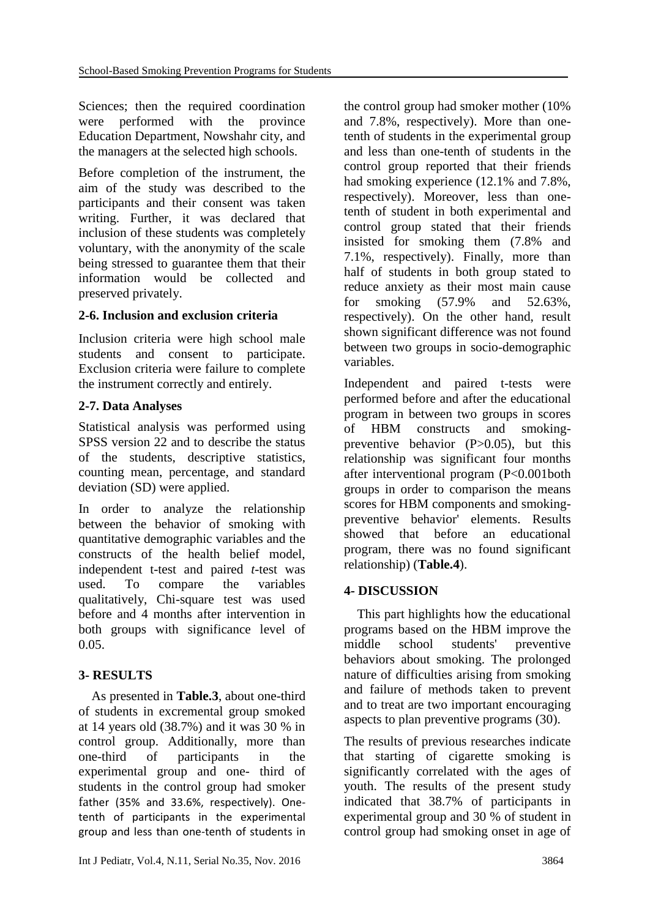Sciences; then the required coordination were performed with the province Education Department, Nowshahr city, and the managers at the selected high schools.

Before completion of the instrument, the aim of the study was described to the participants and their consent was taken writing. Further, it was declared that inclusion of these students was completely voluntary, with the anonymity of the scale being stressed to guarantee them that their information would be collected and preserved privately.

### 2-6. Inclusion and exclusion criteria

Inclusion criteria were high school male students and consent to participate. Exclusion criteria were failure to complete the instrument correctly and entirely.

### 2-7. Data Analyses

Statistical analysis was performed using SPSS version 22 and to describe the status of the students, descriptive statistics, counting mean, percentage, and standard deviation (SD) were applied.

In order to analyze the relationship between the behavior of smoking with quantitative demographic variables and the constructs of the health belief model, independent t-test and paired *t*-test was used. To compare the variables qualitatively, Chi-square test was used before and 4 months after intervention in both groups with significance level of 0.05.

## 3- RESULTS

As presented in **Table.3**, about one-third of students in excremental group smoked at 14 years old (38.7%) and it was 30 % in control group. Additionally, more than one-third of participants in the experimental group and one- third of students in the control group had smoker father (35% and 33.6%, respectively). One-tenth of participants in the experimental group and less than one-tenth of students in the control group had smoker mother (10% and 7.8%, respectively). More than one-tenth of students in the experimental group and less than one-tenth of students in the control group reported that their friends had smoking experience (12.1% and 7.8%, respectively). Moreover, less than one-tenth of student in both experimental and control group stated that their friends insisted for smoking them (7.8% and 7.1%, respectively). Finally, more than half of students in both group stated to reduce anxiety as their most main cause for smoking (57.9% and 52.63%, respectively). On the other hand, result shown significant difference was not found between two groups in socio-demographic variables.

Independent and paired t-tests were performed before and after the educational program in between two groups in scores of HBM constructs and smoking-preventive behavior ($P>0.05$), but this relationship was significant four months after interventional program ($P<0.001$both groups in order to comparison the means scores for HBM components and smoking-preventive behavior' elements. Results showed that before an educational program, there was no found significant relationship) (**Table.4**).

## 4- DISCUSSION

This part highlights how the educational programs based on the HBM improve the middle school students' preventive behaviors about smoking. The prolonged nature of difficulties arising from smoking and failure of methods taken to prevent and to treat are two important encouraging aspects to plan preventive programs (30).

The results of previous researches indicate that starting of cigarette smoking is significantly correlated with the ages of youth. The results of the present study indicated that 38.7% of participants in experimental group and 30 % of student in control group had smoking onset in age of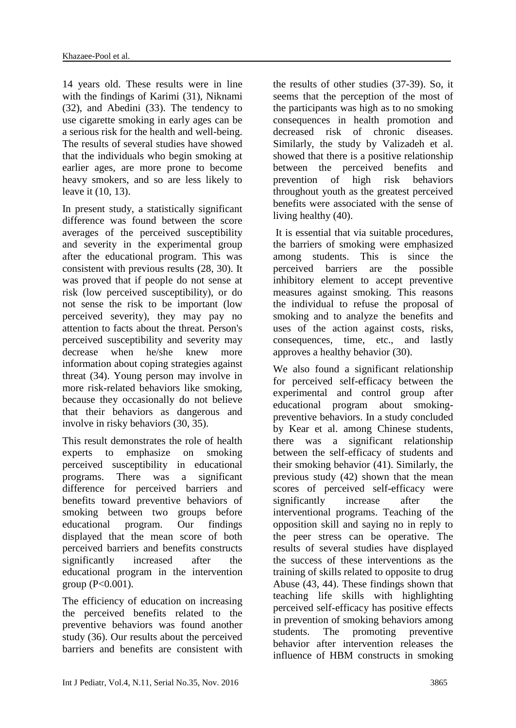14 years old. These results were in line with the findings of Karimi (31), Niknami (32), and Abedini (33). The tendency to use cigarette smoking in early ages can be a serious risk for the health and well-being. The results of several studies have showed that the individuals who begin smoking at earlier ages, are more prone to become heavy smokers, and so are less likely to leave it (10, 13).

In present study, a statistically significant difference was found between the score averages of the perceived susceptibility and severity in the experimental group after the educational program. This was consistent with previous results (28, 30). It was proved that if people do not sense at risk (low perceived susceptibility), or do not sense the risk to be important (low perceived severity), they may pay no attention to facts about the threat. Person's perceived susceptibility and severity may decrease when he/she knew more information about coping strategies against threat (34). Young person may involve in more risk-related behaviors like smoking, because they occasionally do not believe that their behaviors as dangerous and involve in risky behaviors (30, 35).

This result demonstrates the role of health experts to emphasize on smoking perceived susceptibility in educational programs. There was a significant difference for perceived barriers and benefits toward preventive behaviors of smoking between two groups before educational program. Our findings displayed that the mean score of both perceived barriers and benefits constructs significantly increased after the educational program in the intervention group ($P<0.001$).

The efficiency of education on increasing the perceived benefits related to the preventive behaviors was found another study (36). Our results about the perceived barriers and benefits are consistent with the results of other studies (37-39). So, it seems that the perception of the most of the participants was high as to no smoking consequences in health promotion and decreased risk of chronic diseases. Similarly, the study by Valizadeh et al. showed that there is a positive relationship between the perceived benefits and prevention of high risk behaviors throughout youth as the greatest perceived benefits were associated with the sense of living healthy (40).

It is essential that via suitable procedures, the barriers of smoking were emphasized among students. This is since the perceived barriers are the possible inhibitory element to accept preventive measures against smoking. This reasons the individual to refuse the proposal of smoking and to analyze the benefits and uses of the action against costs, risks, consequences, time, etc., and lastly approves a healthy behavior (30).

We also found a significant relationship for perceived self-efficacy between the experimental and control group after educational program about smoking-preventive behaviors. In a study concluded by Kear et al. among Chinese students, there was a significant relationship between the self-efficacy of students and their smoking behavior (41). Similarly, the previous study (42) shown that the mean scores of perceived self-efficacy were significantly increase after the interventional programs. Teaching of the opposition skill and saying no in reply to the peer stress can be operative. The results of several studies have displayed the success of these interventions as the training of skills related to opposite to drug Abuse (43, 44). These findings shown that teaching life skills with highlighting perceived self-efficacy has positive effects in prevention of smoking behaviors among students. The promoting preventive behavior after intervention releases the influence of HBM constructs in smoking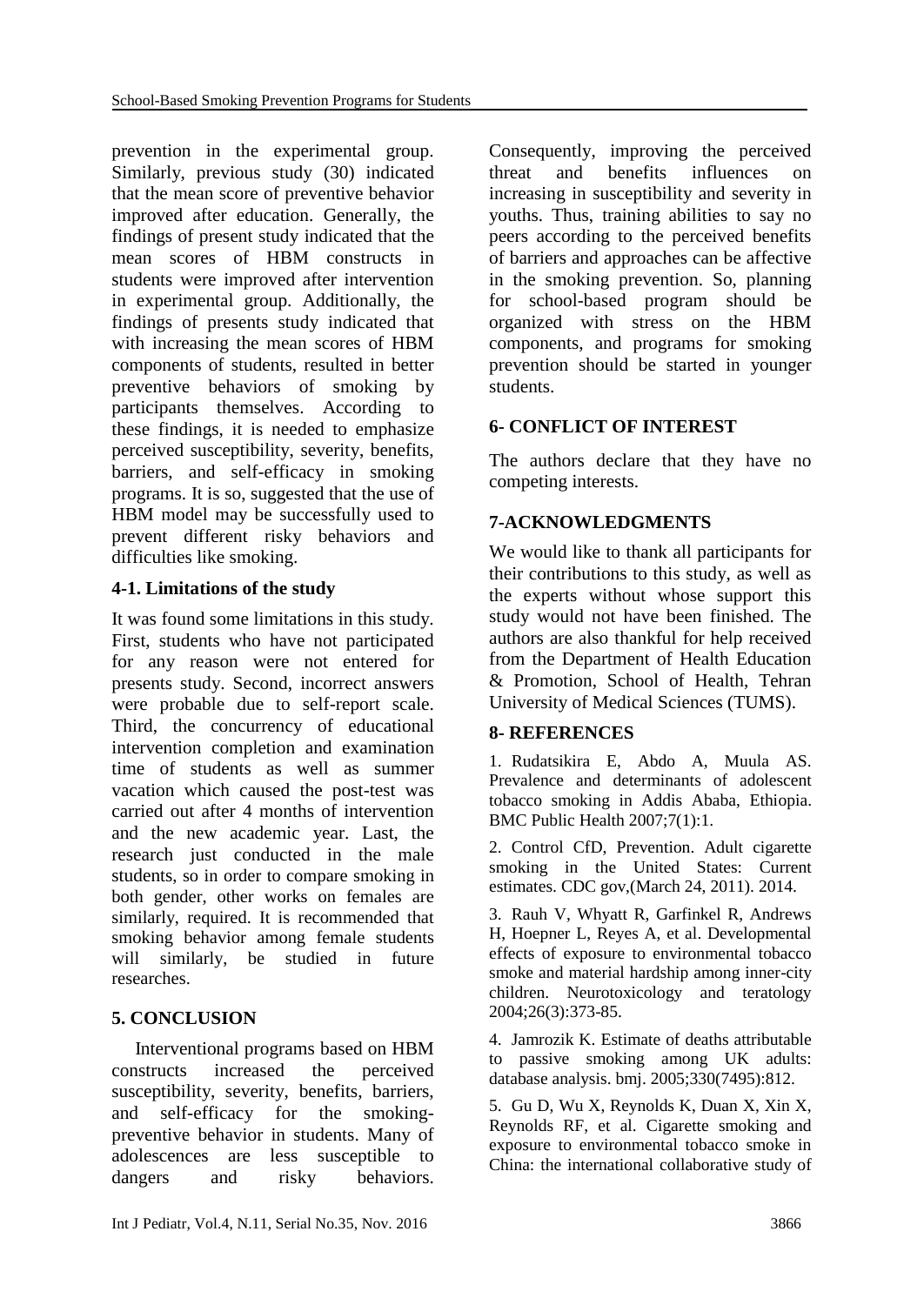prevention in the experimental group. Similarly, previous study (30) indicated that the mean score of preventive behavior improved after education. Generally, the findings of present study indicated that the mean scores of HBM constructs in students were improved after intervention in experimental group. Additionally, the findings of presents study indicated that with increasing the mean scores of HBM components of students, resulted in better preventive behaviors of smoking by participants themselves. According to these findings, it is needed to emphasize perceived susceptibility, severity, benefits, barriers, and self-efficacy in smoking programs. It is so, suggested that the use of HBM model may be successfully used to prevent different risky behaviors and difficulties like smoking.

### 4-1. Limitations of the study

It was found some limitations in this study. First, students who have not participated for any reason were not entered for presents study. Second, incorrect answers were probable due to self-report scale. Third, the concurrency of educational intervention completion and examination time of students as well as summer vacation which caused the post-test was carried out after 4 months of intervention and the new academic year. Last, the research just conducted in the male students, so in order to compare smoking in both gender, other works on females are similarly, required. It is recommended that smoking behavior among female students will similarly, be studied in future researches.

## 5. CONCLUSION

Interventional programs based on HBM constructs increased the perceived susceptibility, severity, benefits, barriers, and self-efficacy for the smoking-preventive behavior in students. Many of adolescences are less susceptible to dangers and risky behaviors. Consequently, improving the perceived threat and benefits influences on increasing in susceptibility and severity in youths. Thus, training abilities to say no peers according to the perceived benefits of barriers and approaches can be affective in the smoking prevention. So, planning for school-based program should be organized with stress on the HBM components, and programs for smoking prevention should be started in younger students.

## 6- CONFLICT OF INTEREST

The authors declare that they have no competing interests.

## 7-ACKNOWLEDGMENTS

We would like to thank all participants for their contributions to this study, as well as the experts without whose support this study would not have been finished. The authors are also thankful for help received from the Department of Health Education & Promotion, School of Health, Tehran University of Medical Sciences (TUMS).

## 8- REFERENCES

1. Rudatsikira E, Abdo A, Muula AS. Prevalence and determinants of adolescent tobacco smoking in Addis Ababa, Ethiopia. BMC Public Health 2007;7(1):1.

2. Control CfD, Prevention. Adult cigarette smoking in the United States: Current estimates. CDC gov,(March 24, 2011). 2014.

3. Rauh V, Whyatt R, Garfinkel R, Andrews H, Hoepner L, Reyes A, et al. Developmental effects of exposure to environmental tobacco smoke and material hardship among inner-city children. Neurotoxicology and teratology 2004;26(3):373-85.

4. Jamrozik K. Estimate of deaths attributable to passive smoking among UK adults: database analysis. bmj. 2005;330(7495):812.

5. Gu D, Wu X, Reynolds K, Duan X, Xin X, Reynolds RF, et al. Cigarette smoking and exposure to environmental tobacco smoke in China: the international collaborative study of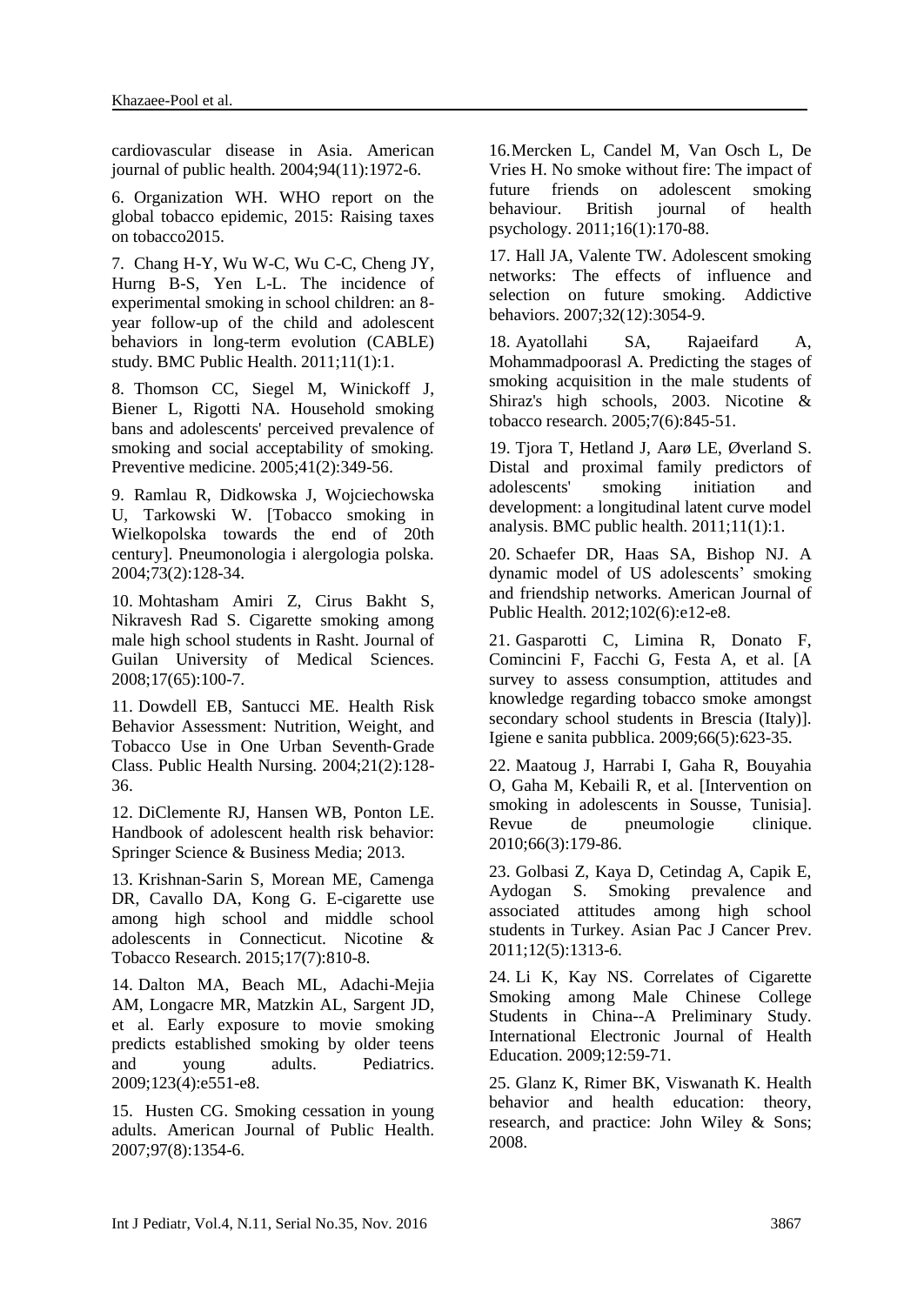cardiovascular disease in Asia. American journal of public health. 2004;94(11):1972-6.

6. Organization WH. WHO report on the global tobacco epidemic, 2015: Raising taxes on tobacco2015.

7. Chang H-Y, Wu W-C, Wu C-C, Cheng JY, Hurng B-S, Yen L-L. The incidence of experimental smoking in school children: an 8-year follow-up of the child and adolescent behaviors in long-term evolution (CABLE) study. BMC Public Health. 2011;11(1):1.

8. Thomson CC, Siegel M, Winickoff J, Biener L, Rigotti NA. Household smoking bans and adolescents' perceived prevalence of smoking and social acceptability of smoking. Preventive medicine. 2005;41(2):349-56.

9. Ramlau R, Didkowska J, Wojciechowska U, Tarkowski W. [Tobacco smoking in Wielkopolska towards the end of 20th century]. Pneumonologia i alergologia polska. 2004;73(2):128-34.

10. Mohtasham Amiri Z, Cirus Bakht S, Nikravesh Rad S. Cigarette smoking among male high school students in Rasht. Journal of Guilan University of Medical Sciences. 2008;17(65):100-7.

11. Dowdell EB, Santucci ME. Health Risk Behavior Assessment: Nutrition, Weight, and Tobacco Use in One Urban Seventh-Grade Class. Public Health Nursing. 2004;21(2):128-36.

12. DiClemente RJ, Hansen WB, Ponton LE. Handbook of adolescent health risk behavior: Springer Science & Business Media; 2013.

13. Krishnan-Sarin S, Morean ME, Camenga DR, Cavallo DA, Kong G. E-cigarette use among high school and middle school adolescents in Connecticut. Nicotine & Tobacco Research. 2015;17(7):810-8.

14. Dalton MA, Beach ML, Adachi-Mejia AM, Longacre MR, Matzkin AL, Sargent JD, et al. Early exposure to movie smoking predicts established smoking by older teens and young adults. Pediatrics. 2009;123(4):e551-e8.

15. Husten CG. Smoking cessation in young adults. American Journal of Public Health. 2007;97(8):1354-6.

16. Mercken L, Candel M, Van Osch L, De Vries H. No smoke without fire: The impact of future friends on adolescent smoking behaviour. British journal of health psychology. 2011;16(1):170-88.

17. Hall JA, Valente TW. Adolescent smoking networks: The effects of influence and selection on future smoking. Addictive behaviors. 2007;32(12):3054-9.

18. Ayatollahi SA, Rajaeifard A, Mohammadpoorasl A. Predicting the stages of smoking acquisition in the male students of Shiraz's high schools, 2003. Nicotine & tobacco research. 2005;7(6):845-51.

19. Tjora T, Hetland J, Aarø LE, Øverland S. Distal and proximal family predictors of adolescents' smoking initiation and development: a longitudinal latent curve model analysis. BMC public health. 2011;11(1):1.

20. Schaefer DR, Haas SA, Bishop NJ. A dynamic model of US adolescents' smoking and friendship networks. American Journal of Public Health. 2012;102(6):e12-e8.

21. Gasparotti C, Limina R, Donato F, Comincini F, Facchi G, Festa A, et al. [A survey to assess consumption, attitudes and knowledge regarding tobacco smoke amongst secondary school students in Brescia (Italy)]. Igiene e sanita pubblica. 2009;66(5):623-35.

22. Maatoug J, Harrabi I, Gaha R, Bouyahia O, Gaha M, Kebaili R, et al. [Intervention on smoking in adolescents in Sousse, Tunisia]. Revue de pneumologie clinique. 2010;66(3):179-86.

23. Golbasi Z, Kaya D, Cetindag A, Capik E, Aydogan S. Smoking prevalence and associated attitudes among high school students in Turkey. Asian Pac J Cancer Prev. 2011;12(5):1313-6.

24. Li K, Kay NS. Correlates of Cigarette Smoking among Male Chinese College Students in China--A Preliminary Study. International Electronic Journal of Health Education. 2009;12:59-71.

25. Glanz K, Rimer BK, Viswanath K. Health behavior and health education: theory, research, and practice: John Wiley & Sons; 2008.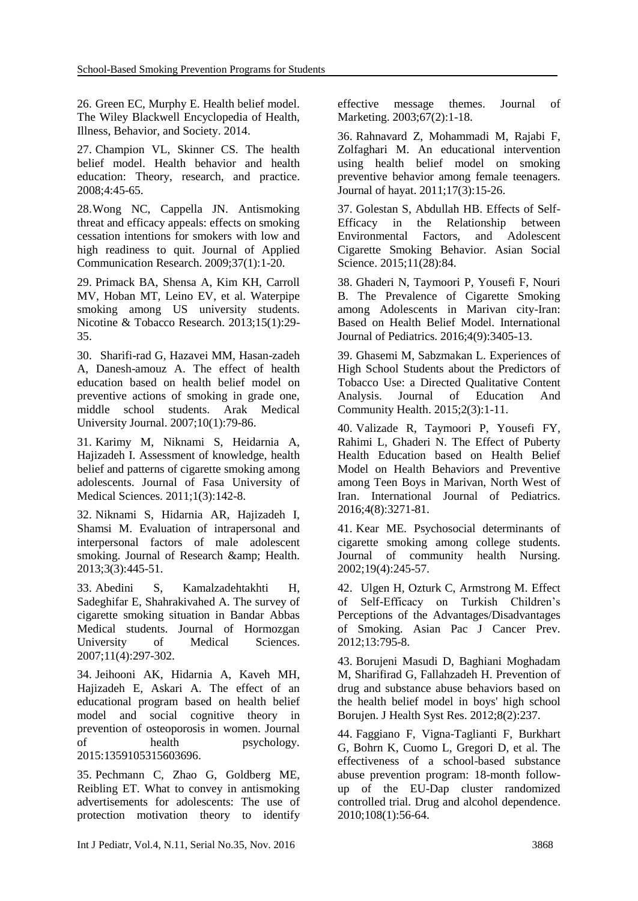26. Green EC, Murphy E. Health belief model. The Wiley Blackwell Encyclopedia of Health, Illness, Behavior, and Society. 2014.

27. Champion VL, Skinner CS. The health belief model. Health behavior and health education: Theory, research, and practice. 2008;4:45-65.

28. Wong NC, Cappella JN. Antismoking threat and efficacy appeals: effects on smoking cessation intentions for smokers with low and high readiness to quit. Journal of Applied Communication Research. 2009;37(1):1-20.

29. Primack BA, Shensa A, Kim KH, Carroll MV, Hoban MT, Leino EV, et al. Waterpipe smoking among US university students. Nicotine & Tobacco Research. 2013;15(1):29-35.

30. Sharifi-rad G, Hazavei MM, Hasan-zadeh A, Danesh-amouz A. The effect of health education based on health belief model on preventive actions of smoking in grade one, middle school students. Arak Medical University Journal. 2007;10(1):79-86.

31. Karimy M, Niknami S, Heidarnia A, Hajizadeh I. Assessment of knowledge, health belief and patterns of cigarette smoking among adolescents. Journal of Fasa University of Medical Sciences. 2011;1(3):142-8.

32. Niknami S, Hidarnia AR, Hajizadeh I, Shamsi M. Evaluation of intrapersonal and interpersonal factors of male adolescent smoking. Journal of Research &amp; Health. 2013;3(3):445-51.

33. Abedini S, Kamalzadehtakhti H, Sadeghifar E, Shahrakivahed A. The survey of cigarette smoking situation in Bandar Abbas Medical students. Journal of Hormozgan University of Medical Sciences. 2007;11(4):297-302.

34. Jeihooni AK, Hidarnia A, Kaveh MH, Hajizadeh E, Askari A. The effect of an educational program based on health belief model and social cognitive theory in prevention of osteoporosis in women. Journal of health psychology. 2015:1359105315603696.

35. Pechmann C, Zhao G, Goldberg ME, Reibling ET. What to convey in antismoking advertisements for adolescents: The use of protection motivation theory to identify effective message themes. Journal of Marketing. 2003;67(2):1-18.

36. Rahnavard Z, Mohammadi M, Rajabi F, Zolfaghari M. An educational intervention using health belief model on smoking preventive behavior among female teenagers. Journal of hayat. 2011;17(3):15-26.

37. Golestan S, Abdullah HB. Effects of Self-Efficacy in the Relationship between Environmental Factors, and Adolescent Cigarette Smoking Behavior. Asian Social Science. 2015;11(28):84.

38. Ghaderi N, Taymoori P, Yousefi F, Nouri B. The Prevalence of Cigarette Smoking among Adolescents in Marivan city-Iran: Based on Health Belief Model. International Journal of Pediatrics. 2016;4(9):3405-13.

39. Ghasemi M, Sabzmakan L. Experiences of High School Students about the Predictors of Tobacco Use: a Directed Qualitative Content Analysis. Journal of Education And Community Health. 2015;2(3):1-11.

40. Valizade R, Taymoori P, Yousefi FY, Rahimi L, Ghaderi N. The Effect of Puberty Health Education based on Health Belief Model on Health Behaviors and Preventive among Teen Boys in Marivan, North West of Iran. International Journal of Pediatrics. 2016;4(8):3271-81.

41. Kear ME. Psychosocial determinants of cigarette smoking among college students. Journal of community health Nursing. 2002;19(4):245-57.

42. Ulgen H, Ozturk C, Armstrong M. Effect of Self-Efficacy on Turkish Children's Perceptions of the Advantages/Disadvantages of Smoking. Asian Pac J Cancer Prev. 2012;13:795-8.

43. Borujeni Masudi D, Baghiani Moghadam M, Sharifirad G, Fallahzadeh H. Prevention of drug and substance abuse behaviors based on the health belief model in boys' high school Borujen. J Health Syst Res. 2012;8(2):237.

44. Faggiano F, Vigna-Taglianti F, Burkhart G, Bohrn K, Cuomo L, Gregori D, et al. The effectiveness of a school-based substance abuse prevention program: 18-month follow-up of the EU-Dap cluster randomized controlled trial. Drug and alcohol dependence. 2010;108(1):56-64.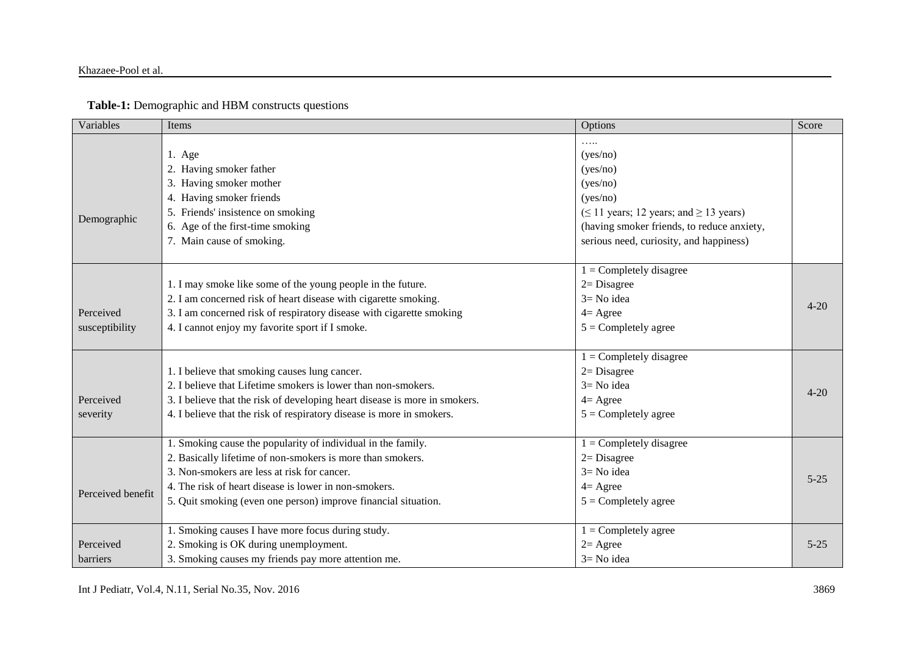**Table-1:** Demographic and HBM constructs questions

| Variables | Items | Options | Score |
|---|---|---|---|
| Demographic | 1. Age<br>2. Having smoker father<br>3. Having smoker mother<br>4. Having smoker friends<br>5. Friends' insistence on smoking<br>6. Age of the first-time smoking<br>7. Main cause of smoking. | …..<br>(yes/no)<br>(yes/no)<br>(yes/no)<br>(yes/no)<br>(≤ 11 years; 12 years; and ≥ 13 years)<br>(having smoker friends, to reduce anxiety, serious need, curiosity, and happiness) | |
| Perceived susceptibility | 1. I may smoke like some of the young people in the future.<br>2. I am concerned risk of heart disease with cigarette smoking.<br>3. I am concerned risk of respiratory disease with cigarette smoking<br>4. I cannot enjoy my favorite sport if I smoke. | 1 = Completely disagree<br>2= Disagree<br>3= No idea<br>4= Agree<br>5 = Completely agree | 4-20 |
| Perceived severity | 1. I believe that smoking causes lung cancer.<br>2. I believe that Lifetime smokers is lower than non-smokers.<br>3. I believe that the risk of developing heart disease is more in smokers.<br>4. I believe that the risk of respiratory disease is more in smokers. | 1 = Completely disagree<br>2= Disagree<br>3= No idea<br>4= Agree<br>5 = Completely agree | 4-20 |
| Perceived benefit | 1. Smoking cause the popularity of individual in the family.<br>2. Basically lifetime of non-smokers is more than smokers.<br>3. Non-smokers are less at risk for cancer.<br>4. The risk of heart disease is lower in non-smokers.<br>5. Quit smoking (even one person) improve financial situation. | 1 = Completely disagree<br>2= Disagree<br>3= No idea<br>4= Agree<br>5 = Completely agree | 5-25 |
| Perceived barriers | 1. Smoking causes I have more focus during study.<br>2. Smoking is OK during unemployment.<br>3. Smoking causes my friends pay more attention me. | 1 = Completely agree<br>2= Agree<br>3= No idea | 5-25 |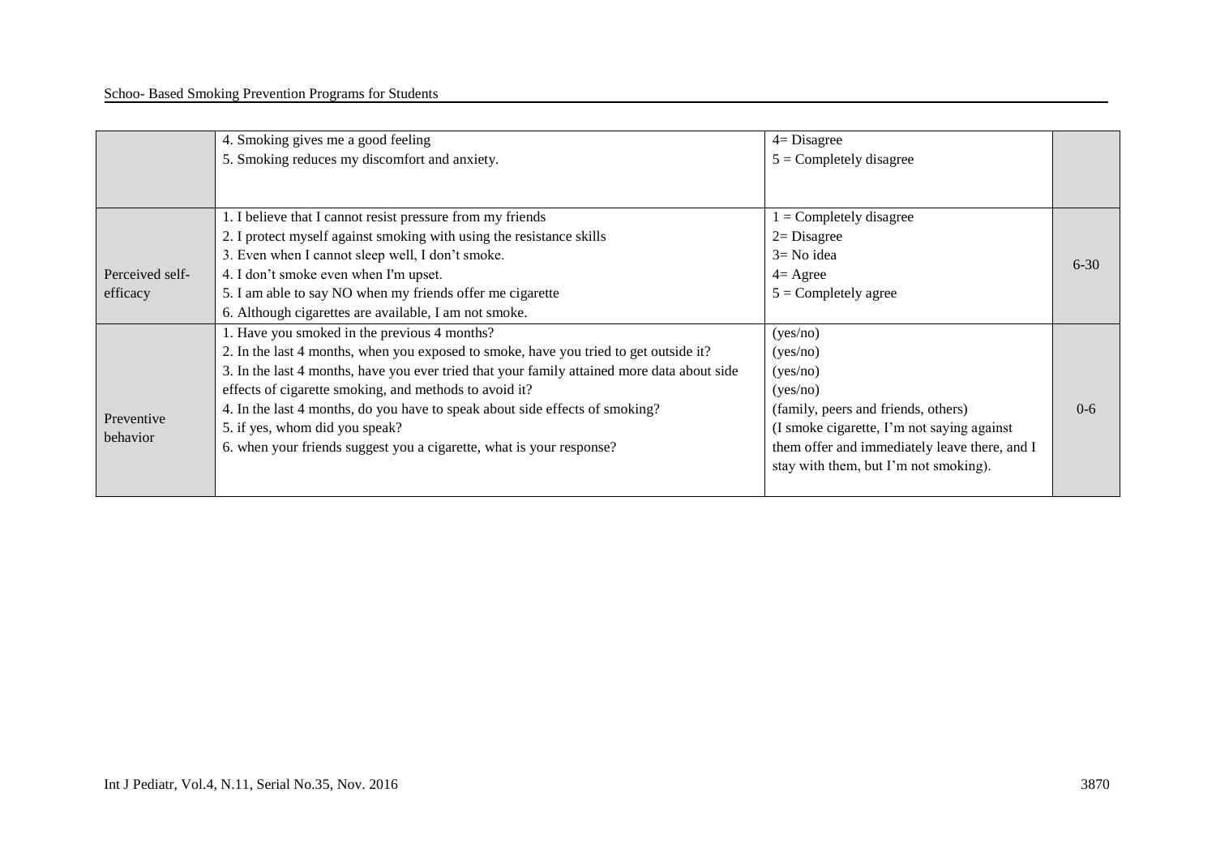| | | | |
|---|---|---|---|
| | 4. Smoking gives me a good feeling<br>5. Smoking reduces my discomfort and anxiety. | 4= Disagree<br>5 = Completely disagree | |
| Perceived self-efficacy | 1. I believe that I cannot resist pressure from my friends<br>2. I protect myself against smoking with using the resistance skills<br>3. Even when I cannot sleep well, I don't smoke.<br>4. I don't smoke even when I'm upset.<br>5. I am able to say NO when my friends offer me cigarette<br>6. Although cigarettes are available, I am not smoke. | 1 = Completely disagree<br>2= Disagree<br>3= No idea<br>4= Agree<br>5 = Completely agree | 6-30 |
| Preventive behavior | 1. Have you smoked in the previous 4 months?<br>2. In the last 4 months, when you exposed to smoke, have you tried to get outside it?<br>3. In the last 4 months, have you ever tried that your family attained more data about side effects of cigarette smoking, and methods to avoid it?<br>4. In the last 4 months, do you have to speak about side effects of smoking?<br>5. if yes, whom did you speak?<br>6. when your friends suggest you a cigarette, what is your response? | (yes/no)<br>(yes/no)<br>(yes/no)<br>(yes/no)<br>(family, peers and friends, others)<br>(I smoke cigarette, I'm not saying against them offer and immediately leave there, and I stay with them, but I'm not smoking). | 0-6 |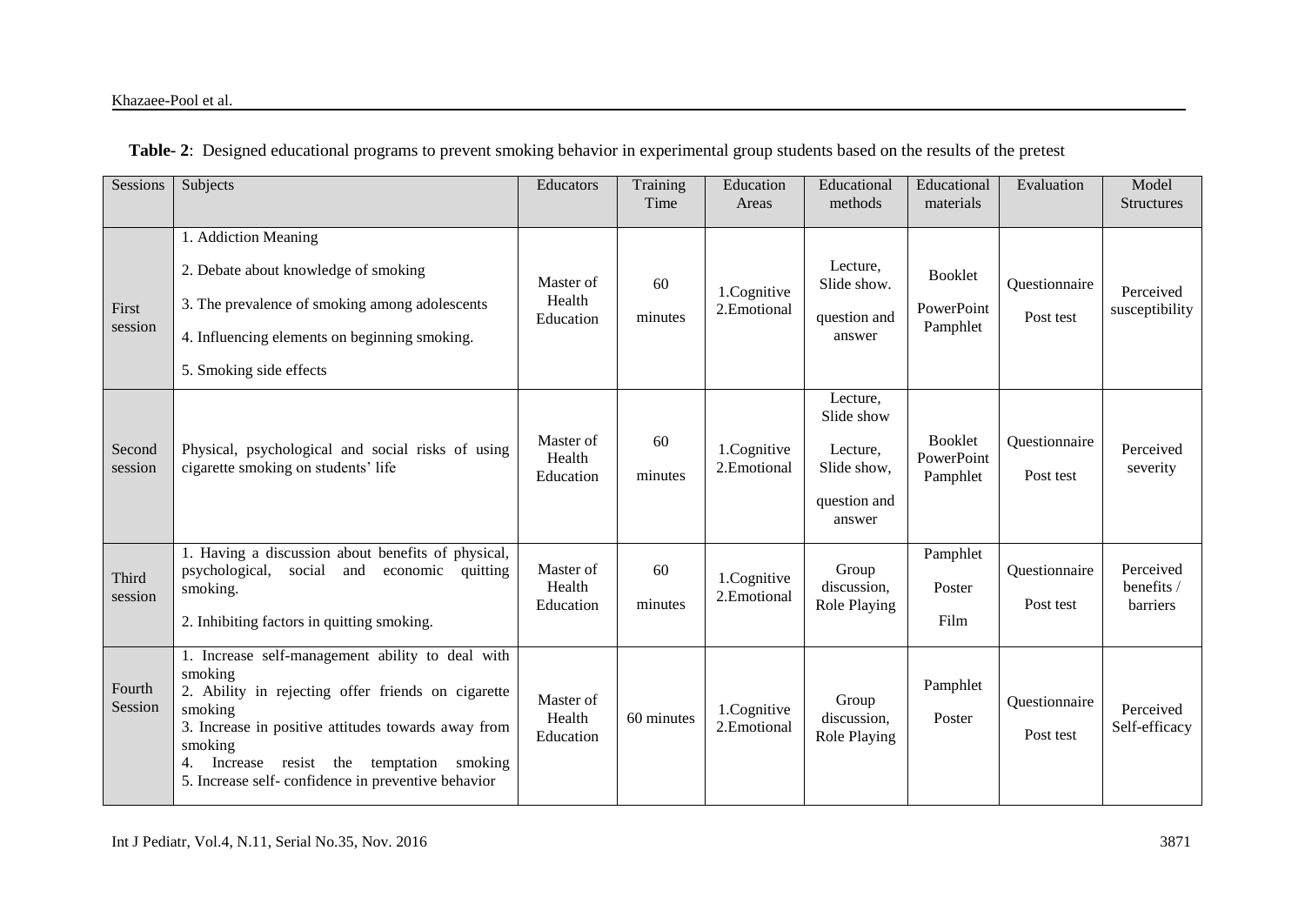**Table- 2**: Designed educational programs to prevent smoking behavior in experimental group students based on the results of the pretest

| Sessions | Subjects | Educators | Training Time | Education Areas | Educational methods | Educational materials | Evaluation | Model Structures |
|---|---|---|---|---|---|---|---|---|
| First session | 1. Addiction Meaning<br>2. Debate about knowledge of smoking<br>3. The prevalence of smoking among adolescents<br>4. Influencing elements on beginning smoking.<br>5. Smoking side effects | Master of Health Education | 60 minutes | 1.Cognitive<br>2.Emotional | Lecture, Slide show.<br>question and answer | Booklet<br>PowerPoint<br>Pamphlet | Questionnaire<br>Post test | Perceived susceptibility |
| Second session | Physical, psychological and social risks of using cigarette smoking on students' life | Master of Health Education | 60 minutes | 1.Cognitive<br>2.Emotional | Lecture, Slide show<br>Lecture, Slide show,<br>question and answer | Booklet<br>PowerPoint<br>Pamphlet | Questionnaire<br>Post test | Perceived severity |
| Third session | 1. Having a discussion about benefits of physical, psychological, social and economic quitting smoking.<br>2. Inhibiting factors in quitting smoking. | Master of Health Education | 60 minutes | 1.Cognitive<br>2.Emotional | Group discussion, Role Playing | Pamphlet<br>Poster<br>Film | Questionnaire<br>Post test | Perceived benefits / barriers |
| Fourth Session | 1. Increase self-management ability to deal with smoking<br>2. Ability in rejecting offer friends on cigarette smoking<br>3. Increase in positive attitudes towards away from smoking<br>4. Increase resist the temptation smoking<br>5. Increase self- confidence in preventive behavior | Master of Health Education | 60 minutes | 1.Cognitive<br>2.Emotional | Group discussion, Role Playing | Pamphlet<br>Poster | Questionnaire<br>Post test | Perceived Self-efficacy |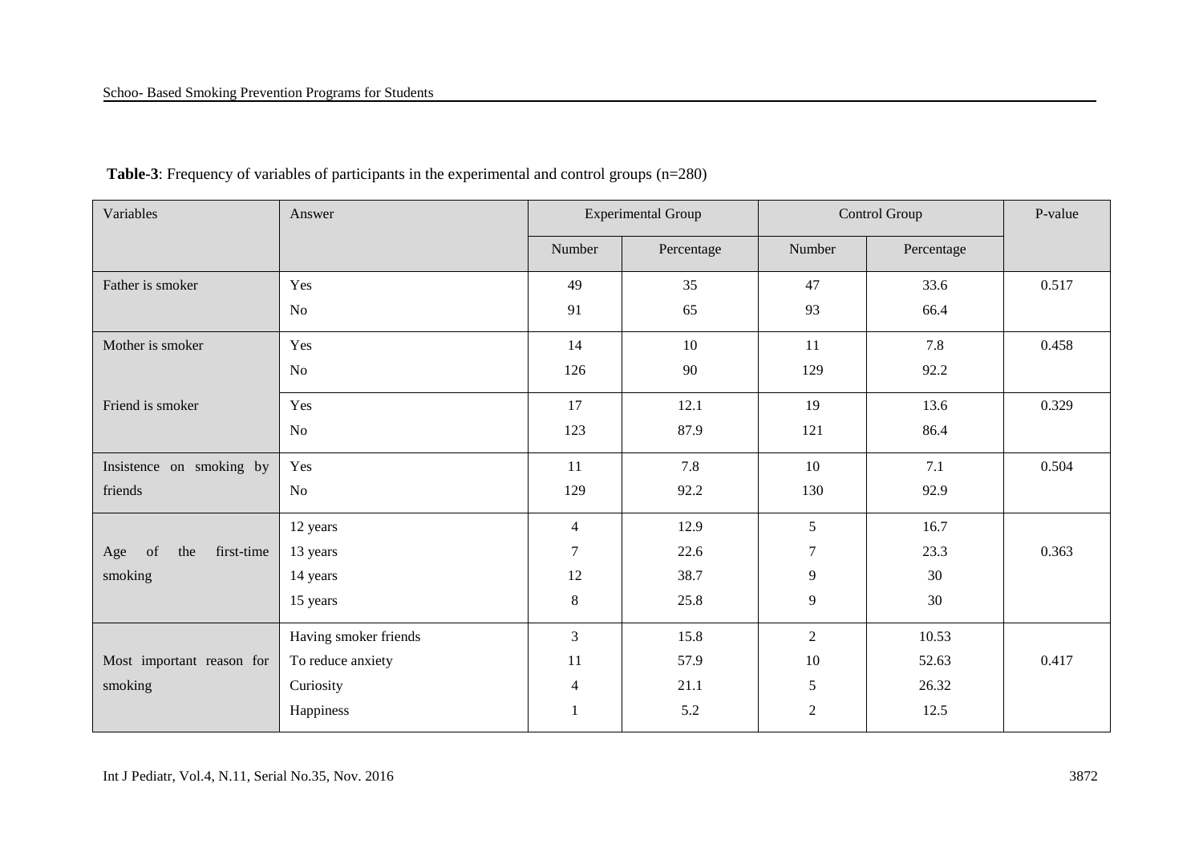**Table-3**: Frequency of variables of participants in the experimental and control groups (n=280)

| Variables | Answer | Experimental Group | | Control Group | | P-value |
|---|---|---|---|---|---|---|
| | | Number | Percentage | Number | Percentage | |
| Father is smoker | Yes | 49 | 35 | 47 | 33.6 | 0.517 |
| | No | 91 | 65 | 93 | 66.4 | |
| Mother is smoker | Yes | 14 | 10 | 11 | 7.8 | 0.458 |
| | No | 126 | 90 | 129 | 92.2 | |
| Friend is smoker | Yes | 17 | 12.1 | 19 | 13.6 | 0.329 |
| | No | 123 | 87.9 | 121 | 86.4 | |
| Insistence on smoking by friends | Yes | 11 | 7.8 | 10 | 7.1 | 0.504 |
| | No | 129 | 92.2 | 130 | 92.9 | |
| Age of the first-time smoking | 12 years | 4 | 12.9 | 5 | 16.7 | 0.363 |
| | 13 years | 7 | 22.6 | 7 | 23.3 | |
| | 14 years | 12 | 38.7 | 9 | 30 | |
| | 15 years | 8 | 25.8 | 9 | 30 | |
| Most important reason for smoking | Having smoker friends | 3 | 15.8 | 2 | 10.53 | 0.417 |
| | To reduce anxiety | 11 | 57.9 | 10 | 52.63 | |
| | Curiosity | 4 | 21.1 | 5 | 26.32 | |
| | Happiness | 1 | 5.2 | 2 | 12.5 | |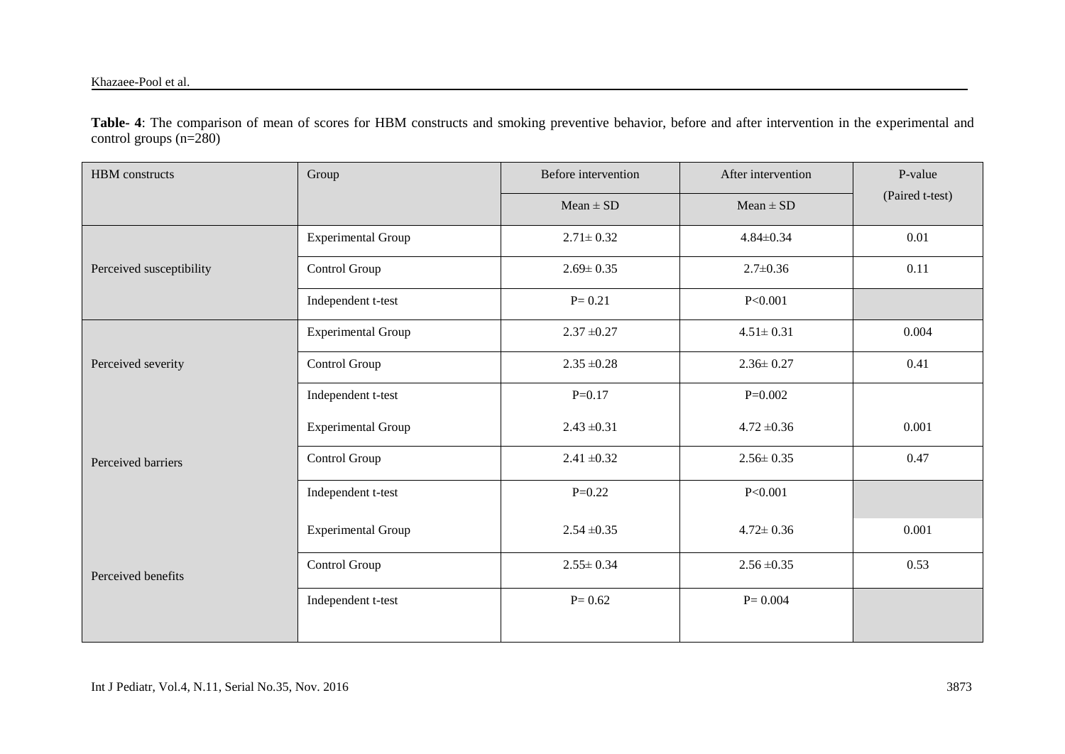**Table- 4**: The comparison of mean of scores for HBM constructs and smoking preventive behavior, before and after intervention in the experimental and control groups (n=280)

| HBM constructs | Group | Before intervention | After intervention | P-value (Paired t-test) |
|---|---|---|---|---|
| | | Mean ± SD | Mean ± SD | |
| Perceived susceptibility | Experimental Group | 2.71± 0.32 | 4.84±0.34 | 0.01 |
| | Control Group | 2.69± 0.35 | 2.7±0.36 | 0.11 |
| | Independent t-test | P= 0.21 | P<0.001 | |
| Perceived severity | Experimental Group | 2.37 ±0.27 | 4.51± 0.31 | 0.004 |
| | Control Group | 2.35 ±0.28 | 2.36± 0.27 | 0.41 |
| | Independent t-test | P=0.17 | P=0.002 | |
| Perceived barriers | Experimental Group | 2.43 ±0.31 | 4.72 ±0.36 | 0.001 |
| | Control Group | 2.41 ±0.32 | 2.56± 0.35 | 0.47 |
| | Independent t-test | P=0.22 | P<0.001 | |
| Perceived benefits | Experimental Group | 2.54 ±0.35 | 4.72± 0.36 | 0.001 |
| | Control Group | 2.55± 0.34 | 2.56 ±0.35 | 0.53 |
| | Independent t-test | P= 0.62 | P= 0.004 | |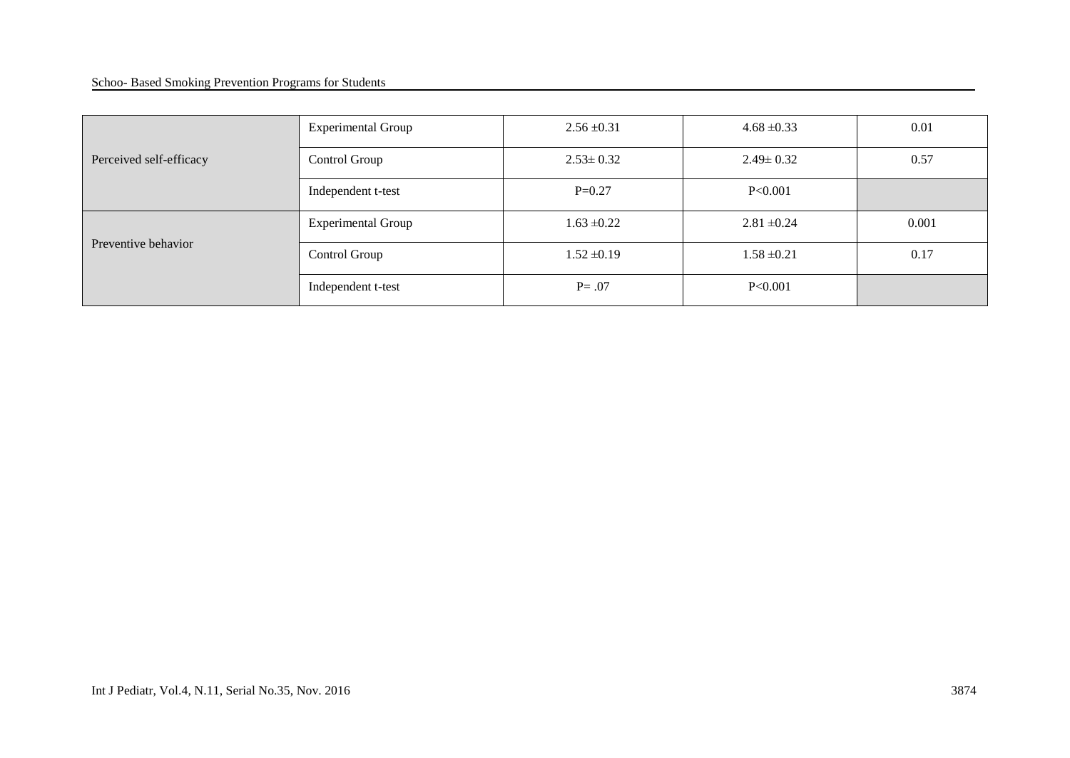| | | | | |
|---|---|---|---|---|
| Perceived self-efficacy | Experimental Group | 2.56 ±0.31 | 4.68 ±0.33 | 0.01 |
| | Control Group | 2.53± 0.32 | 2.49± 0.32 | 0.57 |
| | Independent t-test | P=0.27 | P<0.001 | |
| Preventive behavior | Experimental Group | 1.63 ±0.22 | 2.81 ±0.24 | 0.001 |
| | Control Group | 1.52 ±0.19 | 1.58 ±0.21 | 0.17 |
| | Independent t-test | P= .07 | P<0.001 | |